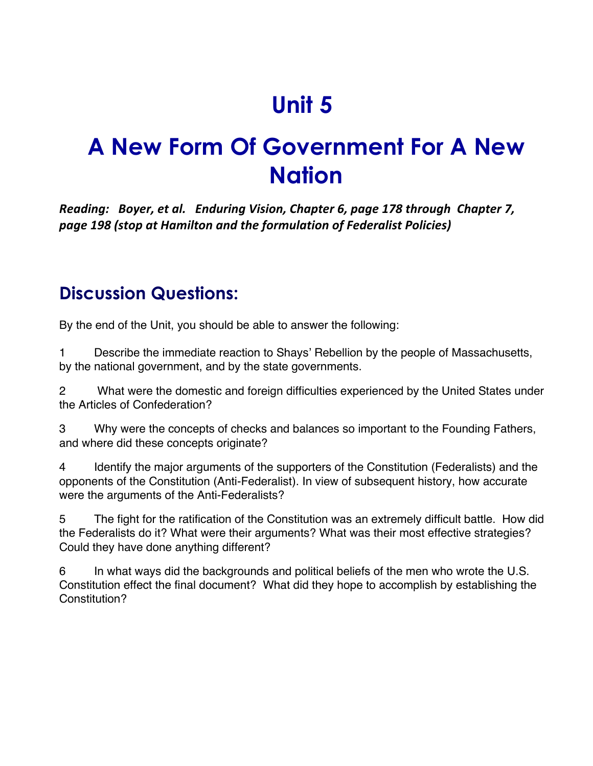# Unit 5

# A New Form Of Government For A New Nation

***Reading: Boyer, et al. Enduring Vision, Chapter 6, page 178 through Chapter 7, page 198 (stop at Hamilton and the formulation of Federalist Policies)***

## Discussion Questions:

By the end of the Unit, you should be able to answer the following:

1 Describe the immediate reaction to Shays' Rebellion by the people of Massachusetts, by the national government, and by the state governments.

2 What were the domestic and foreign difficulties experienced by the United States under the Articles of Confederation?

3 Why were the concepts of checks and balances so important to the Founding Fathers, and where did these concepts originate?

4 Identify the major arguments of the supporters of the Constitution (Federalists) and the opponents of the Constitution (Anti-Federalist). In view of subsequent history, how accurate were the arguments of the Anti-Federalists?

5 The fight for the ratification of the Constitution was an extremely difficult battle. How did the Federalists do it? What were their arguments? What was their most effective strategies? Could they have done anything different?

6 In what ways did the backgrounds and political beliefs of the men who wrote the U.S. Constitution effect the final document? What did they hope to accomplish by establishing the Constitution?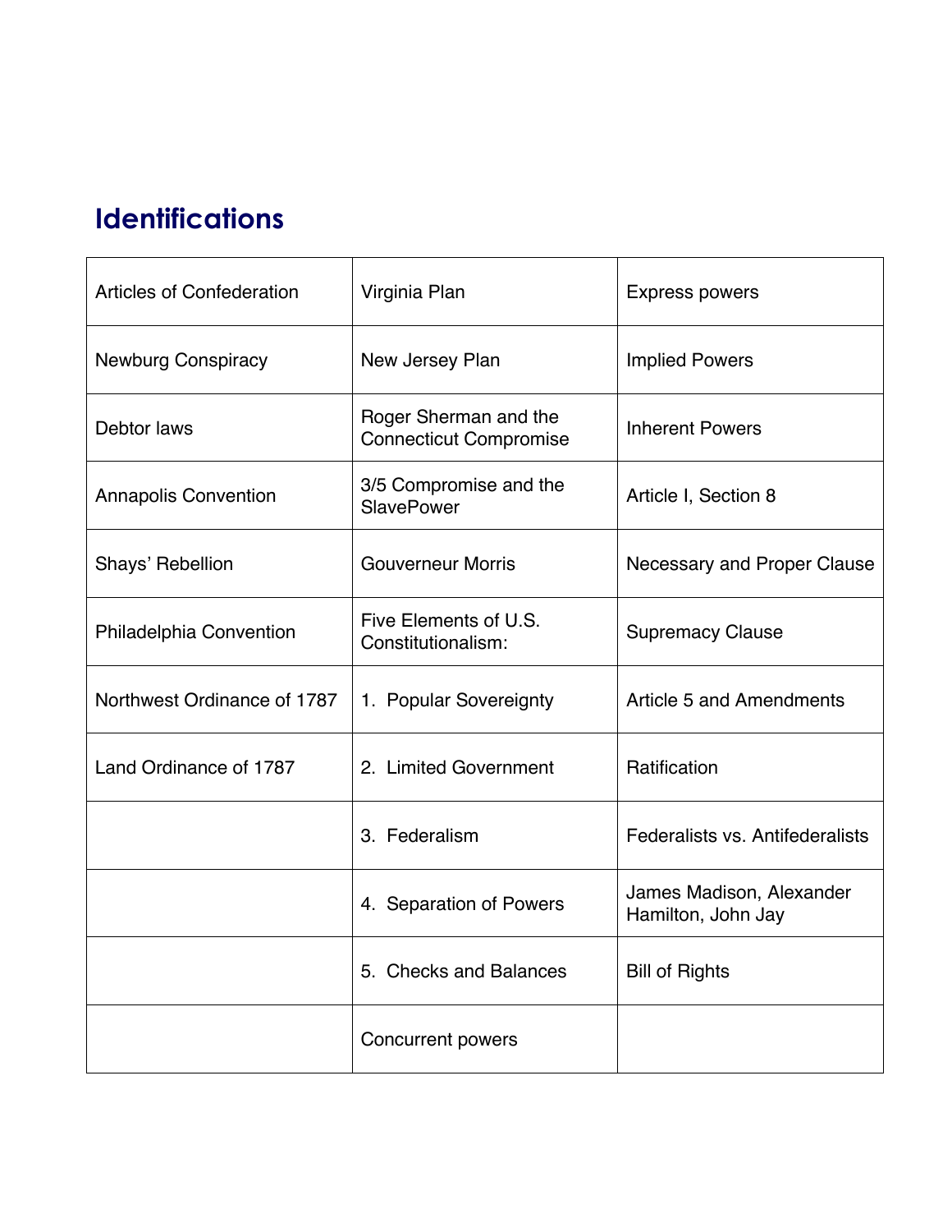## Identifications

| | | |
|---|---|---|
| Articles of Confederation | Virginia Plan | Express powers |
| Newburg Conspiracy | New Jersey Plan | Implied Powers |
| Debtor laws | Roger Sherman and the Connecticut Compromise | Inherent Powers |
| Annapolis Convention | 3/5 Compromise and the SlavePower | Article I, Section 8 |
| Shays' Rebellion | Gouverneur Morris | Necessary and Proper Clause |
| Philadelphia Convention | Five Elements of U.S. Constitutionalism: | Supremacy Clause |
| Northwest Ordinance of 1787 | 1. Popular Sovereignty | Article 5 and Amendments |
| Land Ordinance of 1787 | 2. Limited Government | Ratification |
| | 3. Federalism | Federalists vs. Antifederalists |
| | 4. Separation of Powers | James Madison, Alexander Hamilton, John Jay |
| | 5. Checks and Balances | Bill of Rights |
| | Concurrent powers | |